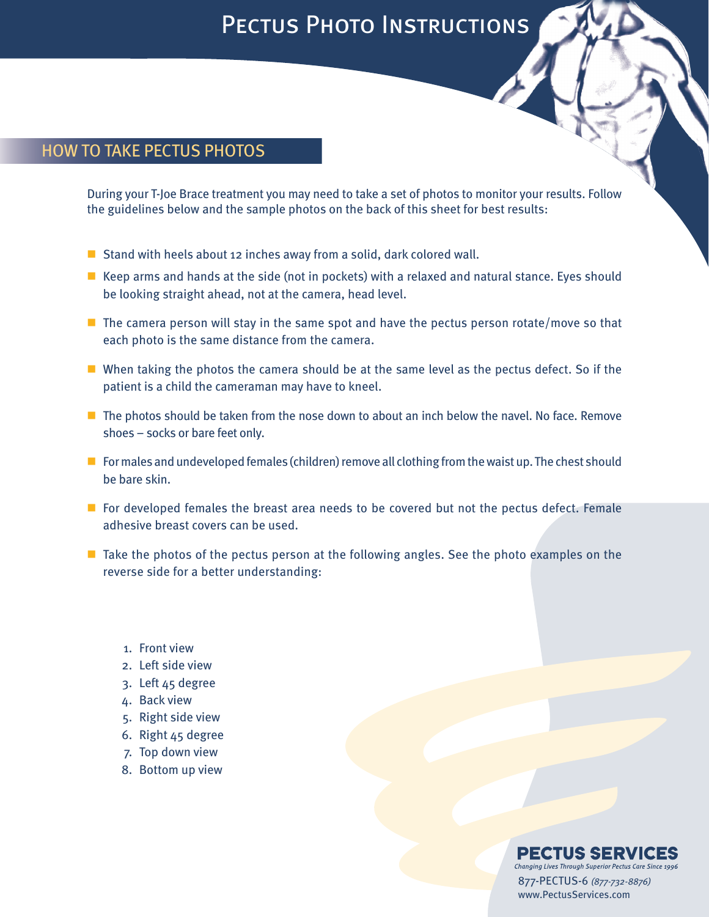# Pectus Photo Instructions

## HOW TO TAKE PECTUS PHOTOS

During your T-Joe Brace treatment you may need to take a set of photos to monitor your results. Follow the guidelines below and the sample photos on the back of this sheet for best results:

- Stand with heels about 12 inches away from a solid, dark colored wall.
- Keep arms and hands at the side (not in pockets) with a relaxed and natural stance. Eyes should be looking straight ahead, not at the camera, head level.
- The camera person will stay in the same spot and have the pectus person rotate/move so that each photo is the same distance from the camera.
- When taking the photos the camera should be at the same level as the pectus defect. So if the patient is a child the cameraman may have to kneel.
- The photos should be taken from the nose down to about an inch below the navel. No face. Remove shoes – socks or bare feet only.
- For males and undeveloped females (children) remove all clothing from the waist up. The chest should be bare skin.
- For developed females the breast area needs to be covered but not the pectus defect. Female adhesive breast covers can be used.
- Take the photos of the pectus person at the following angles. See the photo examples on the reverse side for a better understanding:

1. Front view
2. Left side view
3. Left 45 degree
4. Back view
5. Right side view
6. Right 45 degree
7. Top down view
8. Bottom up view

**PECTUS SERVICES**
*Changing Lives Through Superior Pectus Care Since 1996*
877-PECTUS-6 *(877-732-8876)*
www.PectusServices.com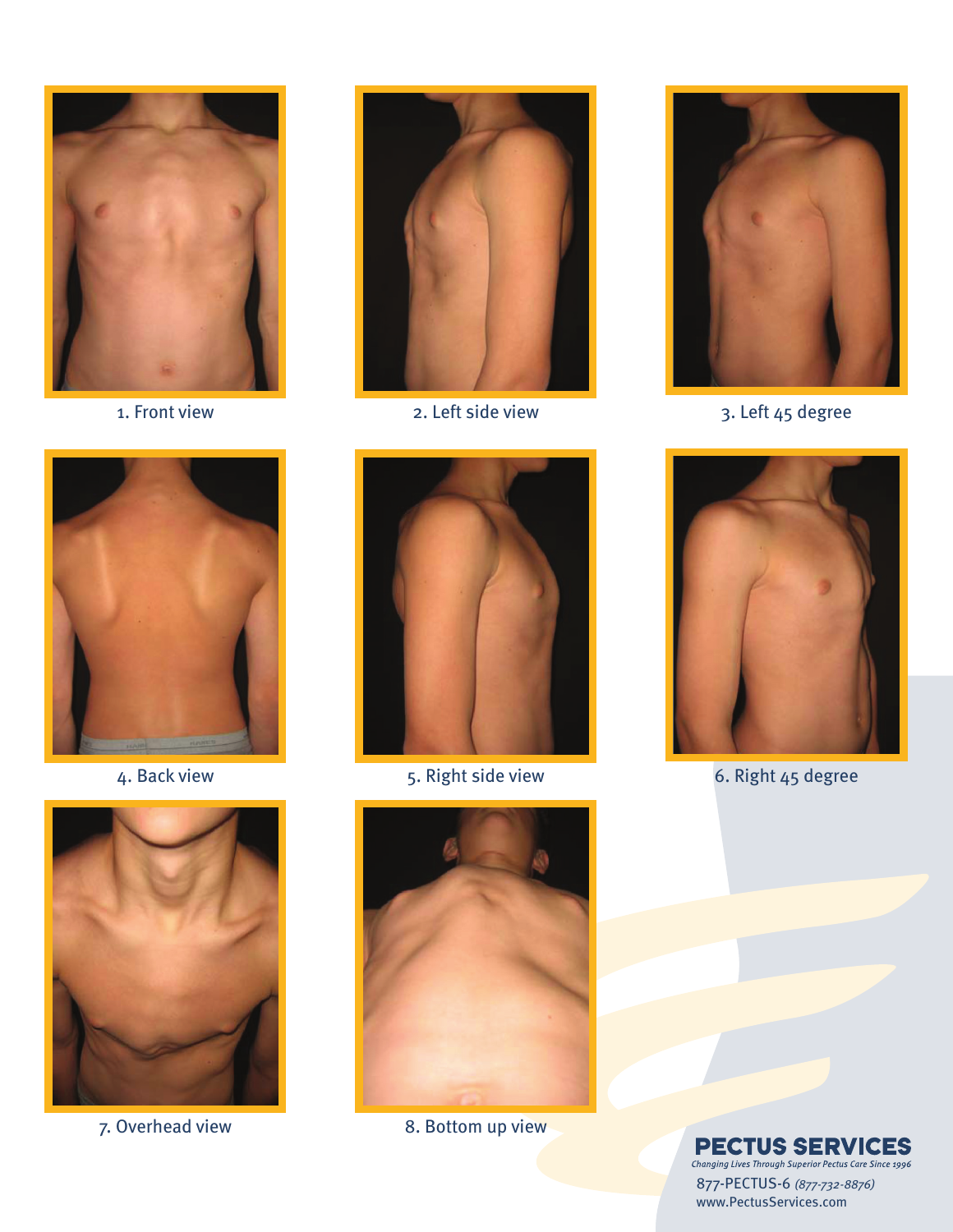1. Front view

2. Left side view

3. Left 45 degree

4. Back view

5. Right side view

6. Right 45 degree

7. Overhead view

8. Bottom up view

**PECTUS SERVICES**

*Changing Lives Through Superior Pectus Care Since 1996*

877-PECTUS-6 *(877-732-8876)*

www.PectusServices.com